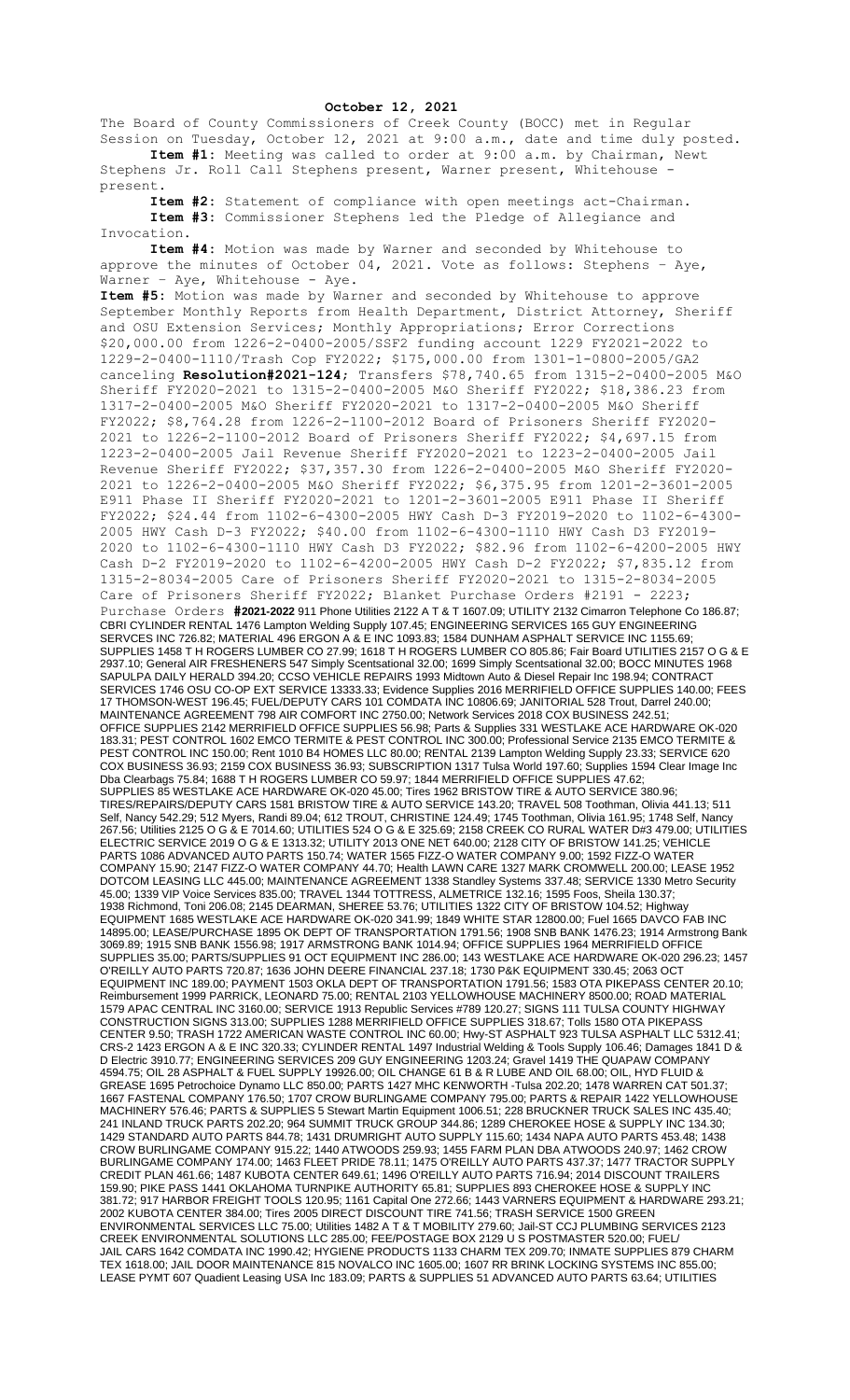**October 12, 2021**

The Board of County Commissioners of Creek County (BOCC) met in Regular Session on Tuesday, October 12, 2021 at 9:00 a.m., date and time duly posted.

**Item #1:** Meeting was called to order at 9:00 a.m. by Chairman, Newt Stephens Jr. Roll Call Stephens present, Warner present, Whitehouse - present.

**Item #2:** Statement of compliance with open meetings act-Chairman.

**Item #3:** Commissioner Stephens led the Pledge of Allegiance and Invocation.

**Item #4:** Motion was made by Warner and seconded by Whitehouse to approve the minutes of October 04, 2021. Vote as follows: Stephens – Aye, Warner – Aye, Whitehouse - Aye.

**Item #5:** Motion was made by Warner and seconded by Whitehouse to approve September Monthly Reports from Health Department, District Attorney, Sheriff and OSU Extension Services; Monthly Appropriations; Error Corrections $20,000.00 from 1226-2-0400-2005/SSF2 funding account 1229 FY2021-2022 to 1229-2-0400-1110/Trash Cop FY2022; $175,000.00 from 1301-1-0800-2005/GA2 canceling **Resolution#2021-124**; Transfers $78,740.65 from 1315-2-0400-2005 M&O Sheriff FY2020-2021 to 1315-2-0400-2005 M&O Sheriff FY2022; $18,386.23 from 1317-2-0400-2005 M&O Sheriff FY2020-2021 to 1317-2-0400-2005 M&O Sheriff FY2022; $8,764.28 from 1226-2-1100-2012 Board of Prisoners Sheriff FY2020-2021 to 1226-2-1100-2012 Board of Prisoners Sheriff FY2022; $4,697.15 from 1223-2-0400-2005 Jail Revenue Sheriff FY2020-2021 to 1223-2-0400-2005 Jail Revenue Sheriff FY2022; $37,357.30 from 1226-2-0400-2005 M&O Sheriff FY2020-2021 to 1226-2-0400-2005 M&O Sheriff FY2022; $6,375.95 from 1201-2-3601-2005 E911 Phase II Sheriff FY2020-2021 to 1201-2-3601-2005 E911 Phase II Sheriff FY2022; $24.44 from 1102-6-4300-2005 HWY Cash D-3 FY2019-2020 to 1102-6-4300-2005 HWY Cash D-3 FY2022; $40.00 from 1102-6-4300-1110 HWY Cash D3 FY2019-2020 to 1102-6-4300-1110 HWY Cash D3 FY2022; $82.96 from 1102-6-4200-2005 HWY Cash D-2 FY2019-2020 to 1102-6-4200-2005 HWY Cash D-2 FY2022; $7,835.12 from 1315-2-8034-2005 Care of Prisoners Sheriff FY2020-2021 to 1315-2-8034-2005 Care of Prisoners Sheriff FY2022; Blanket Purchase Orders #2191 - 2223; Purchase Orders **#2021-2022** 911 Phone Utilities 2122 A T & T 1607.09; UTILITY 2132 Cimarron Telephone Co 186.87; CBRI CYLINDER RENTAL 1476 Lampton Welding Supply 107.45; ENGINEERING SERVICES 165 GUY ENGINEERING SERVCES INC 726.82; MATERIAL 496 ERGON A & E INC 1093.83; 1584 DUNHAM ASPHALT SERVICE INC 1155.69; SUPPLIES 1458 T H ROGERS LUMBER CO 27.99; 1618 T H ROGERS LUMBER CO 805.86; Fair Board UTILITIES 2157 O G & E 2937.10; General AIR FRESHENERS 547 Simply Scentsational 32.00; 1699 Simply Scentsational 32.00; BOCC MINUTES 1968 SAPULPA DAILY HERALD 394.20; CCSO VEHICLE REPAIRS 1993 Midtown Auto & Diesel Repair Inc 198.94; CONTRACT SERVICES 1746 OSU CO-OP EXT SERVICE 13333.33; Evidence Supplies 2016 MERRIFIELD OFFICE SUPPLIES 140.00; FEES 17 THOMSON-WEST 196.45; FUEL/DEPUTY CARS 101 COMDATA INC 10806.69; JANITORIAL 528 Trout, Darrel 240.00; MAINTENANCE AGREEMENT 798 AIR COMFORT INC 2750.00; Network Services 2018 COX BUSINESS 242.51; OFFICE SUPPLIES 2142 MERRIFIELD OFFICE SUPPLIES 56.98; Parts & Supplies 331 WESTLAKE ACE HARDWARE OK-020 183.31; PEST CONTROL 1602 EMCO TERMITE & PEST CONTROL INC 300.00; Professional Service 2135 EMCO TERMITE & PEST CONTROL INC 150.00; Rent 1010 B4 HOMES LLC 80.00; RENTAL 2139 Lampton Welding Supply 23.33; SERVICE 620 COX BUSINESS 36.93; 2159 COX BUSINESS 36.93; SUBSCRIPTION 1317 Tulsa World 197.60; Supplies 1594 Clear Image Inc Dba Clearbags 75.84; 1688 T H ROGERS LUMBER CO 59.97; 1844 MERRIFIELD OFFICE SUPPLIES 47.62; SUPPLIES 85 WESTLAKE ACE HARDWARE OK-020 45.00; Tires 1962 BRISTOW TIRE & AUTO SERVICE 380.96; TIRES/REPAIRS/DEPUTY CARS 1581 BRISTOW TIRE & AUTO SERVICE 143.20; TRAVEL 508 Toothman, Olivia 441.13; 511 Self, Nancy 542.29; 512 Myers, Randi 89.04; 612 TROUT, CHRISTINE 124.49; 1745 Toothman, Olivia 161.95; 1748 Self, Nancy 267.56; Utilities 2125 O G & E 7014.60; UTILITIES 524 O G & E 325.69; 2158 CREEK CO RURAL WATER D#3 479.00; UTILITIES ELECTRIC SERVICE 2019 O G & E 1313.32; UTILITY 2013 ONE NET 640.00; 2128 CITY OF BRISTOW 141.25; VEHICLE PARTS 1086 ADVANCED AUTO PARTS 150.74; WATER 1565 FIZZ-O WATER COMPANY 9.00; 1592 FIZZ-O WATER COMPANY 15.90; 2147 FIZZ-O WATER COMPANY 44.70; Health LAWN CARE 1327 MARK CROMWELL 200.00; LEASE 1952 DOTCOM LEASING LLC 445.00; MAINTENANCE AGREEMENT 1338 Standley Systems 337.48; SERVICE 1330 Metro Security 45.00; 1339 VIP Voice Services 835.00; TRAVEL 1344 TOTTRESS, ALMETRICE 132.16; 1595 Foos, Sheila 130.37; 1938 Richmond, Toni 206.08; 2145 DEARMAN, SHEREE 53.76; UTILITIES 1322 CITY OF BRISTOW 104.52; Highway EQUIPMENT 1685 WESTLAKE ACE HARDWARE OK-020 341.99; 1849 WHITE STAR 12800.00; Fuel 1665 DAVCO FAB INC 14895.00; LEASE/PURCHASE 1895 OK DEPT OF TRANSPORTATION 1791.56; 1908 SNB BANK 1476.23; 1914 Armstrong Bank 3069.89; 1915 SNB BANK 1556.98; 1917 ARMSTRONG BANK 1014.94; OFFICE SUPPLIES 1964 MERRIFIELD OFFICE SUPPLIES 35.00; PARTS/SUPPLIES 91 OCT EQUIPMENT INC 286.00; 143 WESTLAKE ACE HARDWARE OK-020 296.23; 1457 O'REILLY AUTO PARTS 720.87; 1636 JOHN DEERE FINANCIAL 237.18; 1730 P&K EQUIPMENT 330.45; 2063 OCT EQUIPMENT INC 189.00; PAYMENT 1503 OKLA DEPT OF TRANSPORTATION 1791.56; 1583 OTA PIKEPASS CENTER 20.10; Reimbursement 1999 PARRICK, LEONARD 75.00; RENTAL 2103 YELLOWHOUSE MACHINERY 8500.00; ROAD MATERIAL 1579 APAC CENTRAL INC 3160.00; SERVICE 1913 Republic Services #789 120.27; SIGNS 111 TULSA COUNTY HIGHWAY CONSTRUCTION SIGNS 313.00; SUPPLIES 1288 MERRIFIELD OFFICE SUPPLIES 318.67; Tolls 1580 OTA PIKEPASS CENTER 9.50; TRASH 1722 AMERICAN WASTE CONTROL INC 60.00; Hwy-ST ASPHALT 923 TULSA ASPHALT LLC 5312.41; CRS-2 1423 ERGON A & E INC 320.33; CYLINDER RENTAL 1497 Industrial Welding & Tools Supply 106.46; Damages 1841 D & D Electric 3910.77; ENGINEERING SERVICES 209 GUY ENGINEERING 1203.24; Gravel 1419 THE QUAPAW COMPANY 4594.75; OIL 28 ASPHALT & FUEL SUPPLY 19926.00; OIL CHANGE 61 B & R LUBE AND OIL 68.00; OIL, HYD FLUID & GREASE 1695 Petrochoice Dynamo LLC 850.00; PARTS 1427 MHC KENWORTH -Tulsa 202.20; 1478 WARREN CAT 501.37; 1667 FASTENAL COMPANY 176.50; 1707 CROW BURLINGAME COMPANY 795.00; PARTS & REPAIR 1422 YELLOWHOUSE MACHINERY 576.46; PARTS & SUPPLIES 5 Stewart Martin Equipment 1006.51; 228 BRUCKNER TRUCK SALES INC 435.40; 241 INLAND TRUCK PARTS 202.20; 964 SUMMIT TRUCK GROUP 344.86; 1289 CHEROKEE HOSE & SUPPLY INC 134.30; 1429 STANDARD AUTO PARTS 844.78; 1431 DRUMRIGHT AUTO SUPPLY 115.60; 1434 NAPA AUTO PARTS 453.48; 1438 CROW BURLINGAME COMPANY 915.22; 1440 ATWOODS 259.93; 1455 FARM PLAN DBA ATWOODS 240.97; 1462 CROW BURLINGAME COMPANY 174.00; 1463 FLEET PRIDE 78.11; 1475 O'REILLY AUTO PARTS 437.37; 1477 TRACTOR SUPPLY CREDIT PLAN 461.66; 1487 KUBOTA CENTER 649.61; 1496 O'REILLY AUTO PARTS 716.94; 2014 DISCOUNT TRAILERS 159.90; PIKE PASS 1441 OKLAHOMA TURNPIKE AUTHORITY 65.81; SUPPLIES 893 CHEROKEE HOSE & SUPPLY INC 381.72; 917 HARBOR FREIGHT TOOLS 120.95; 1161 Capital One 272.66; 1443 VARNERS EQUIPMENT & HARDWARE 293.21; 2002 KUBOTA CENTER 384.00; Tires 2005 DIRECT DISCOUNT TIRE 741.56; TRASH SERVICE 1500 GREEN ENVIRONMENTAL SERVICES LLC 75.00; Utilities 1482 A T & T MOBILITY 279.60; Jail-ST CCJ PLUMBING SERVICES 2123 CREEK ENVIRONMENTAL SOLUTIONS LLC 285.00; FEE/POSTAGE BOX 2129 U S POSTMASTER 520.00; FUEL/ JAIL CARS 1642 COMDATA INC 1990.42; HYGIENE PRODUCTS 1133 CHARM TEX 209.70; INMATE SUPPLIES 879 CHARM TEX 1618.00; JAIL DOOR MAINTENANCE 815 NOVALCO INC 1605.00; 1607 RR BRINK LOCKING SYSTEMS INC 855.00; LEASE PYMT 607 Quadient Leasing USA Inc 183.09; PARTS & SUPPLIES 51 ADVANCED AUTO PARTS 63.64; UTILITIES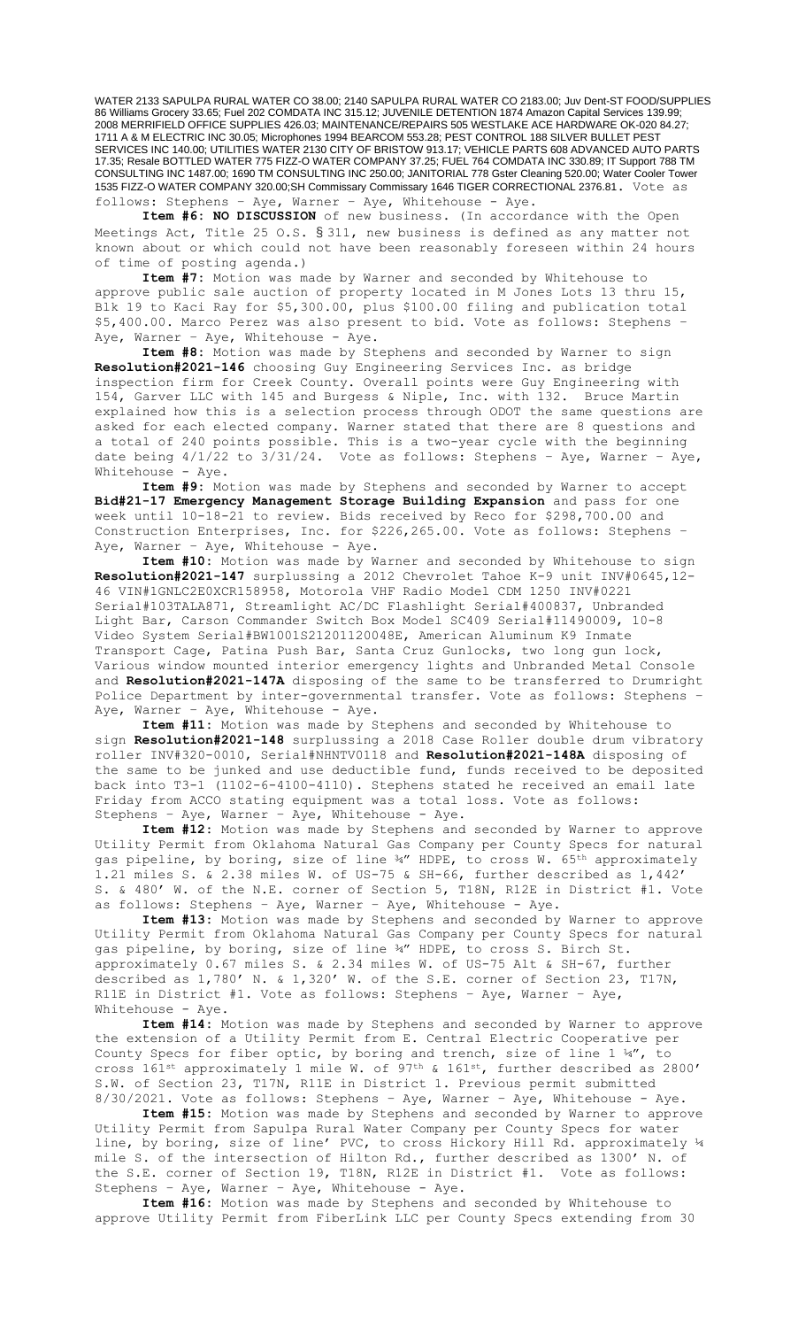WATER 2133 SAPULPA RURAL WATER CO 38.00; 2140 SAPULPA RURAL WATER CO 2183.00; Juv Dent-ST FOOD/SUPPLIES 86 Williams Grocery 33.65; Fuel 202 COMDATA INC 315.12; JUVENILE DETENTION 1874 Amazon Capital Services 139.99; 2008 MERRIFIELD OFFICE SUPPLIES 426.03; MAINTENANCE/REPAIRS 505 WESTLAKE ACE HARDWARE OK-020 84.27; 1711 A & M ELECTRIC INC 30.05; Microphones 1994 BEARCOM 553.28; PEST CONTROL 188 SILVER BULLET PEST SERVICES INC 140.00; UTILITIES WATER 2130 CITY OF BRISTOW 913.17; VEHICLE PARTS 608 ADVANCED AUTO PARTS 17.35; Resale BOTTLED WATER 775 FIZZ-O WATER COMPANY 37.25; FUEL 764 COMDATA INC 330.89; IT Support 788 TM CONSULTING INC 1487.00; 1690 TM CONSULTING INC 250.00; JANITORIAL 778 Gster Cleaning 520.00; Water Cooler Tower 1535 FIZZ-O WATER COMPANY 320.00;SH Commissary Commissary 1646 TIGER CORRECTIONAL 2376.81. Vote as follows: Stephens – Aye, Warner – Aye, Whitehouse - Aye.

**Item #6: NO DISCUSSION** of new business. (In accordance with the Open Meetings Act, Title 25 O.S. § 311, new business is defined as any matter not known about or which could not have been reasonably foreseen within 24 hours of time of posting agenda.)

**Item #7:** Motion was made by Warner and seconded by Whitehouse to approve public sale auction of property located in M Jones Lots 13 thru 15, Blk 19 to Kaci Ray for $5,300.00, plus $100.00 filing and publication total $5,400.00. Marco Perez was also present to bid. Vote as follows: Stephens – Aye, Warner – Aye, Whitehouse - Aye.

**Item #8:** Motion was made by Stephens and seconded by Warner to sign **Resolution#2021-146** choosing Guy Engineering Services Inc. as bridge inspection firm for Creek County. Overall points were Guy Engineering with 154, Garver LLC with 145 and Burgess & Niple, Inc. with 132. Bruce Martin explained how this is a selection process through ODOT the same questions are asked for each elected company. Warner stated that there are 8 questions and a total of 240 points possible. This is a two-year cycle with the beginning date being 4/1/22 to 3/31/24. Vote as follows: Stephens – Aye, Warner – Aye, Whitehouse - Aye.

**Item #9:** Motion was made by Stephens and seconded by Warner to accept **Bid#21-17 Emergency Management Storage Building Expansion** and pass for one week until 10-18-21 to review. Bids received by Reco for $298,700.00 and Construction Enterprises, Inc. for $226,265.00. Vote as follows: Stephens – Aye, Warner – Aye, Whitehouse - Aye.

**Item #10:** Motion was made by Warner and seconded by Whitehouse to sign **Resolution#2021-147** surplussing a 2012 Chevrolet Tahoe K-9 unit INV#0645,12-46 VIN#1GNLC2E0XCR158958, Motorola VHF Radio Model CDM 1250 INV#0221 Serial#103TALA871, Streamlight AC/DC Flashlight Serial#400837, Unbranded Light Bar, Carson Commander Switch Box Model SC409 Serial#11490009, 10-8 Video System Serial#BW1001S21201120048E, American Aluminum K9 Inmate Transport Cage, Patina Push Bar, Santa Cruz Gunlocks, two long gun lock, Various window mounted interior emergency lights and Unbranded Metal Console and **Resolution#2021-147A** disposing of the same to be transferred to Drumright Police Department by inter-governmental transfer. Vote as follows: Stephens – Aye, Warner – Aye, Whitehouse - Aye.

**Item #11:** Motion was made by Stephens and seconded by Whitehouse to sign **Resolution#2021-148** surplussing a 2018 Case Roller double drum vibratory roller INV#320-0010, Serial#NHNTV0118 and **Resolution#2021-148A** disposing of the same to be junked and use deductible fund, funds received to be deposited back into T3-1 (1102-6-4100-4110). Stephens stated he received an email late Friday from ACCO stating equipment was a total loss. Vote as follows: Stephens – Aye, Warner – Aye, Whitehouse - Aye.

**Item #12:** Motion was made by Stephens and seconded by Warner to approve Utility Permit from Oklahoma Natural Gas Company per County Specs for natural gas pipeline, by boring, size of line ¾" HDPE, to cross W. 65th approximately 1.21 miles S. & 2.38 miles W. of US-75 & SH-66, further described as 1,442' S. & 480' W. of the N.E. corner of Section 5, T18N, R12E in District #1. Vote as follows: Stephens – Aye, Warner – Aye, Whitehouse - Aye.

**Item #13:** Motion was made by Stephens and seconded by Warner to approve Utility Permit from Oklahoma Natural Gas Company per County Specs for natural gas pipeline, by boring, size of line ¾" HDPE, to cross S. Birch St. approximately 0.67 miles S. & 2.34 miles W. of US-75 Alt & SH-67, further described as 1,780' N. & 1,320' W. of the S.E. corner of Section 23, T17N, R11E in District #1. Vote as follows: Stephens – Aye, Warner – Aye, Whitehouse - Aye.

**Item #14:** Motion was made by Stephens and seconded by Warner to approve the extension of a Utility Permit from E. Central Electric Cooperative per County Specs for fiber optic, by boring and trench, size of line 1 ¼", to cross 161st approximately 1 mile W. of 97th & 161st, further described as 2800' S.W. of Section 23, T17N, R11E in District 1. Previous permit submitted 8/30/2021. Vote as follows: Stephens – Aye, Warner – Aye, Whitehouse - Aye.

**Item #15:** Motion was made by Stephens and seconded by Warner to approve Utility Permit from Sapulpa Rural Water Company per County Specs for water line, by boring, size of line' PVC, to cross Hickory Hill Rd. approximately ¼ mile S. of the intersection of Hilton Rd., further described as 1300' N. of the S.E. corner of Section 19, T18N, R12E in District #1. Vote as follows: Stephens – Aye, Warner – Aye, Whitehouse - Aye.

**Item #16:** Motion was made by Stephens and seconded by Whitehouse to approve Utility Permit from FiberLink LLC per County Specs extending from 30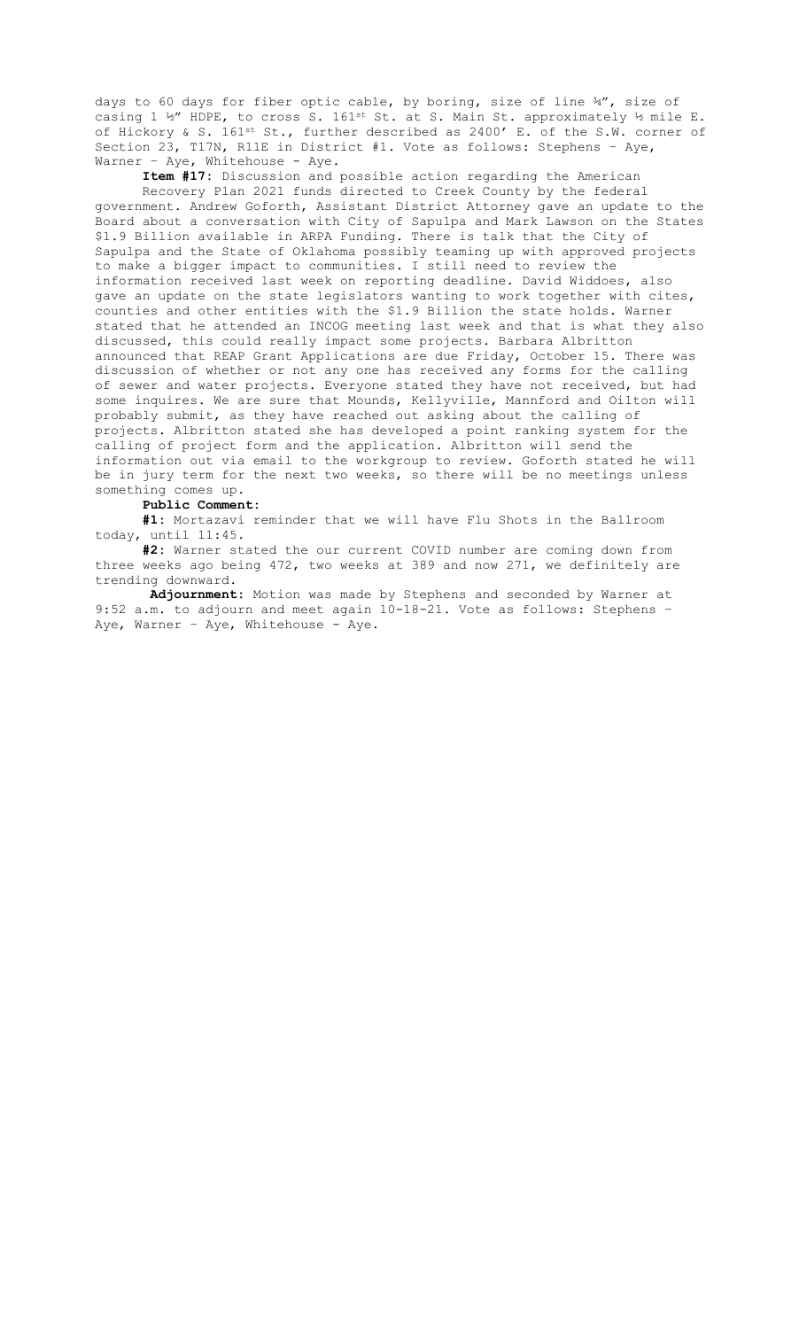days to 60 days for fiber optic cable, by boring, size of line ¾", size of casing 1 ½" HDPE, to cross S. 161st St. at S. Main St. approximately ½ mile E. of Hickory & S. 161st St., further described as 2400' E. of the S.W. corner of Section 23, T17N, R11E in District #1. Vote as follows: Stephens – Aye, Warner – Aye, Whitehouse - Aye.

**Item #17:** Discussion and possible action regarding the American Recovery Plan 2021 funds directed to Creek County by the federal government. Andrew Goforth, Assistant District Attorney gave an update to the Board about a conversation with City of Sapulpa and Mark Lawson on the States $1.9 Billion available in ARPA Funding. There is talk that the City of Sapulpa and the State of Oklahoma possibly teaming up with approved projects to make a bigger impact to communities. I still need to review the information received last week on reporting deadline. David Widdoes, also gave an update on the state legislators wanting to work together with cites, counties and other entities with the $1.9 Billion the state holds. Warner stated that he attended an INCOG meeting last week and that is what they also discussed, this could really impact some projects. Barbara Albritton announced that REAP Grant Applications are due Friday, October 15. There was discussion of whether or not any one has received any forms for the calling of sewer and water projects. Everyone stated they have not received, but had some inquires. We are sure that Mounds, Kellyville, Mannford and Oilton will probably submit, as they have reached out asking about the calling of projects. Albritton stated she has developed a point ranking system for the calling of project form and the application. Albritton will send the information out via email to the workgroup to review. Goforth stated he will be in jury term for the next two weeks, so there will be no meetings unless something comes up.

**Public Comment:**

**#1:** Mortazavi reminder that we will have Flu Shots in the Ballroom today, until 11:45.

**#2:** Warner stated the our current COVID number are coming down from three weeks ago being 472, two weeks at 389 and now 271, we definitely are trending downward.

**Adjournment:** Motion was made by Stephens and seconded by Warner at 9:52 a.m. to adjourn and meet again 10-18-21. Vote as follows: Stephens – Aye, Warner – Aye, Whitehouse - Aye.